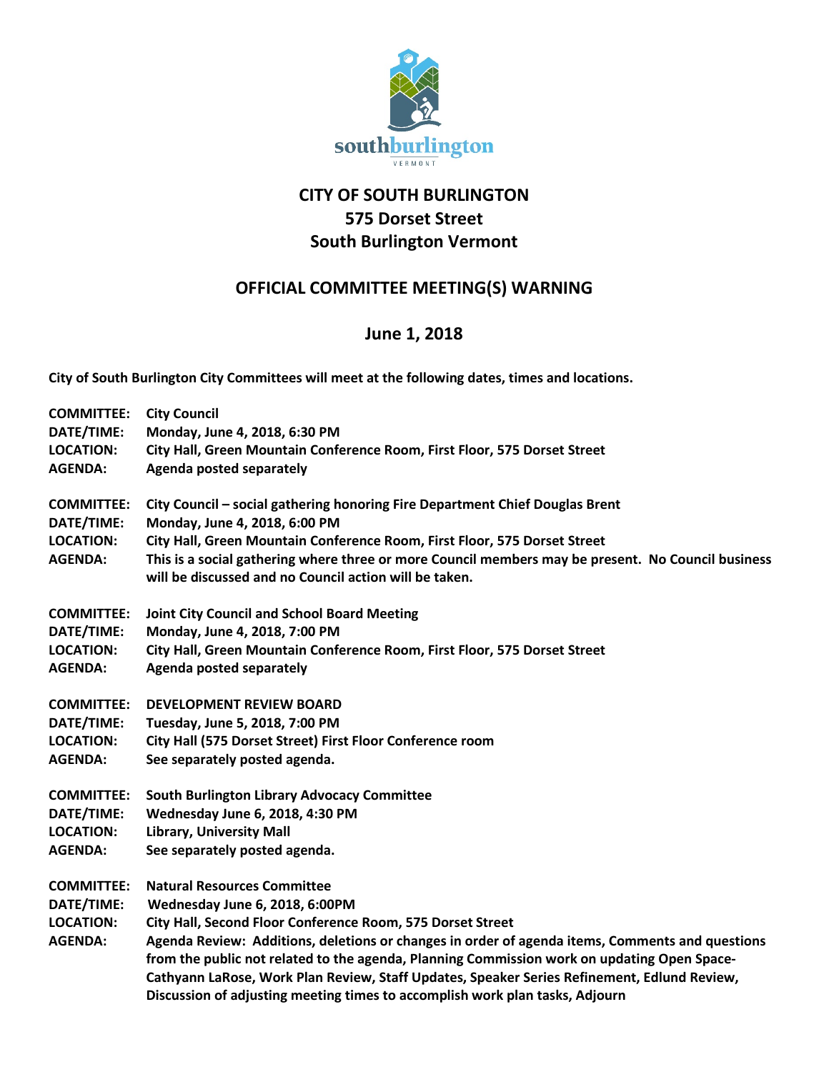southburlington
VERMONT

# CITY OF SOUTH BURLINGTON
## 575 Dorset Street
## South Burlington Vermont

## OFFICIAL COMMITTEE MEETING(S) WARNING

## June 1, 2018

**City of South Burlington City Committees will meet at the following dates, times and locations.**

**COMMITTEE:** **City Council**
**DATE/TIME:** **Monday, June 4, 2018, 6:30 PM**
**LOCATION:** **City Hall, Green Mountain Conference Room, First Floor, 575 Dorset Street**
**AGENDA:** **Agenda posted separately**

**COMMITTEE:** **City Council – social gathering honoring Fire Department Chief Douglas Brent**
**DATE/TIME:** **Monday, June 4, 2018, 6:00 PM**
**LOCATION:** **City Hall, Green Mountain Conference Room, First Floor, 575 Dorset Street**
**AGENDA:** **This is a social gathering where three or more Council members may be present. No Council business will be discussed and no Council action will be taken.**

**COMMITTEE:** **Joint City Council and School Board Meeting**
**DATE/TIME:** **Monday, June 4, 2018, 7:00 PM**
**LOCATION:** **City Hall, Green Mountain Conference Room, First Floor, 575 Dorset Street**
**AGENDA:** **Agenda posted separately**

**COMMITTEE:** **DEVELOPMENT REVIEW BOARD**
**DATE/TIME:** **Tuesday, June 5, 2018, 7:00 PM**
**LOCATION:** **City Hall (575 Dorset Street) First Floor Conference room**
**AGENDA:** **See separately posted agenda.**

**COMMITTEE:** **South Burlington Library Advocacy Committee**
**DATE/TIME:** **Wednesday June 6, 2018, 4:30 PM**
**LOCATION:** **Library, University Mall**
**AGENDA:** **See separately posted agenda.**

**COMMITTEE:** **Natural Resources Committee**
**DATE/TIME:** **Wednesday June 6, 2018, 6:00PM**
**LOCATION:** **City Hall, Second Floor Conference Room, 575 Dorset Street**
**AGENDA:** **Agenda Review: Additions, deletions or changes in order of agenda items, Comments and questions from the public not related to the agenda, Planning Commission work on updating Open Space-Cathyann LaRose, Work Plan Review, Staff Updates, Speaker Series Refinement, Edlund Review, Discussion of adjusting meeting times to accomplish work plan tasks, Adjourn**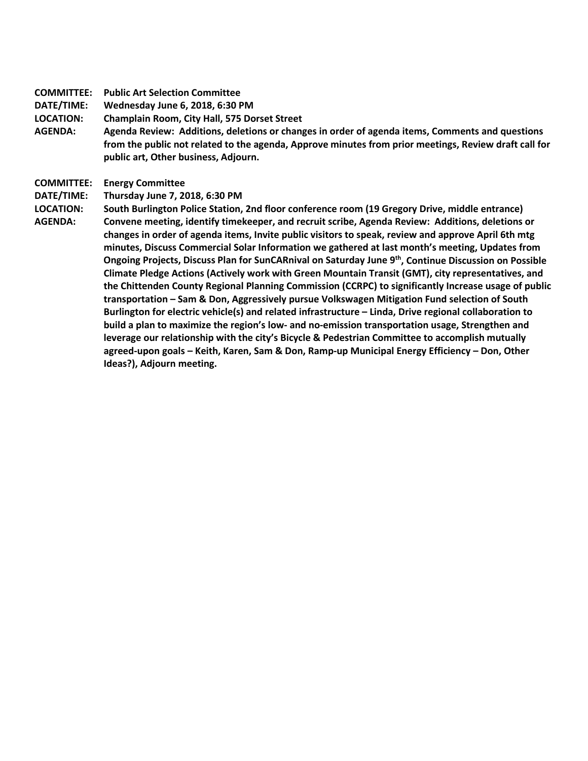**COMMITTEE:** **Public Art Selection Committee**
**DATE/TIME:** **Wednesday June 6, 2018, 6:30 PM**
**LOCATION:** **Champlain Room, City Hall, 575 Dorset Street**
**AGENDA:** **Agenda Review: Additions, deletions or changes in order of agenda items, Comments and questions from the public not related to the agenda, Approve minutes from prior meetings, Review draft call for public art, Other business, Adjourn.**

**COMMITTEE:** **Energy Committee**
**DATE/TIME:** **Thursday June 7, 2018, 6:30 PM**
**LOCATION:** **South Burlington Police Station, 2nd floor conference room (19 Gregory Drive, middle entrance)**
**AGENDA:** **Convene meeting, identify timekeeper, and recruit scribe, Agenda Review: Additions, deletions or changes in order of agenda items, Invite public visitors to speak, review and approve April 6th mtg minutes, Discuss Commercial Solar Information we gathered at last month's meeting, Updates from Ongoing Projects, Discuss Plan for SunCARnival on Saturday June 9th, Continue Discussion on Possible Climate Pledge Actions (Actively work with Green Mountain Transit (GMT), city representatives, and the Chittenden County Regional Planning Commission (CCRPC) to significantly Increase usage of public transportation – Sam & Don, Aggressively pursue Volkswagen Mitigation Fund selection of South Burlington for electric vehicle(s) and related infrastructure – Linda, Drive regional collaboration to build a plan to maximize the region's low- and no-emission transportation usage, Strengthen and leverage our relationship with the city's Bicycle & Pedestrian Committee to accomplish mutually agreed-upon goals – Keith, Karen, Sam & Don, Ramp-up Municipal Energy Efficiency – Don, Other Ideas?), Adjourn meeting.**